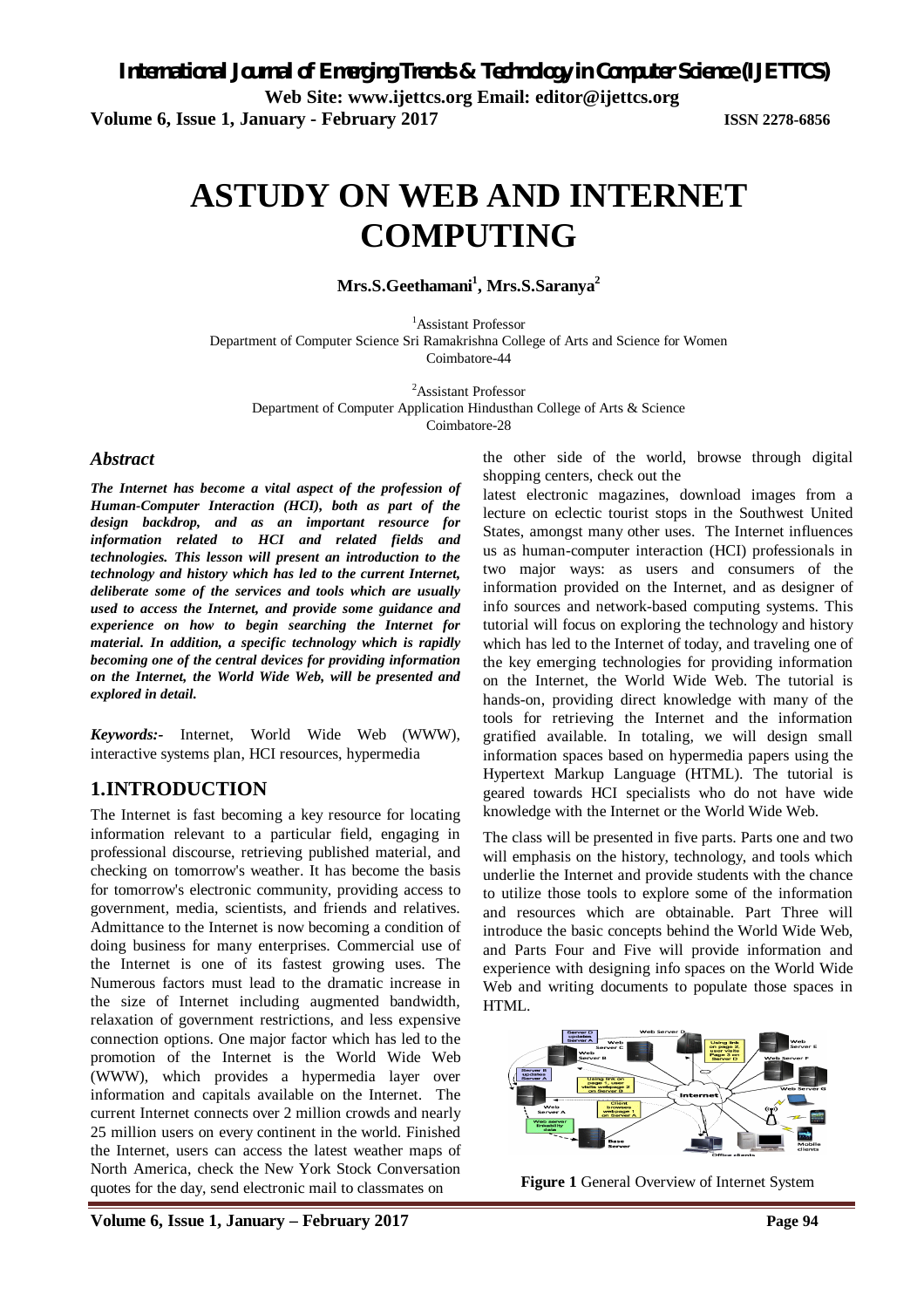# ASTUDY ON WEB AND INTERNET COMPUTING

**Mrs.S.Geethamani[1], Mrs.S.Saranya[2]**

[1]Assistant Professor
Department of Computer Science Sri Ramakrishna College of Arts and Science for Women
Coimbatore-44

[2]Assistant Professor
Department of Computer Application Hindusthan College of Arts & Science
Coimbatore-28

### *Abstract*

***The Internet has become a vital aspect of the profession of Human-Computer Interaction (HCI), both as part of the design backdrop, and as an important resource for information related to HCI and related fields and technologies. This lesson will present an introduction to the technology and history which has led to the current Internet, deliberate some of the services and tools which are usually used to access the Internet, and provide some guidance and experience on how to begin searching the Internet for material. In addition, a specific technology which is rapidly becoming one of the central devices for providing information on the Internet, the World Wide Web, will be presented and explored in detail.***

***Keywords:-*** Internet, World Wide Web (WWW), interactive systems plan, HCI resources, hypermedia

## 1.INTRODUCTION

The Internet is fast becoming a key resource for locating information relevant to a particular field, engaging in professional discourse, retrieving published material, and checking on tomorrow's weather. It has become the basis for tomorrow's electronic community, providing access to government, media, scientists, and friends and relatives. Admittance to the Internet is now becoming a condition of doing business for many enterprises. Commercial use of the Internet is one of its fastest growing uses. The Numerous factors must lead to the dramatic increase in the size of Internet including augmented bandwidth, relaxation of government restrictions, and less expensive connection options. One major factor which has led to the promotion of the Internet is the World Wide Web (WWW), which provides a hypermedia layer over information and capitals available on the Internet. The current Internet connects over 2 million crowds and nearly 25 million users on every continent in the world. Finished the Internet, users can access the latest weather maps of North America, check the New York Stock Conversation quotes for the day, send electronic mail to classmates on the other side of the world, browse through digital shopping centers, check out the latest electronic magazines, download images from a lecture on eclectic tourist stops in the Southwest United States, amongst many other uses. The Internet influences us as human-computer interaction (HCI) professionals in two major ways: as users and consumers of the information provided on the Internet, and as designer of info sources and network-based computing systems. This tutorial will focus on exploring the technology and history which has led to the Internet of today, and traveling one of the key emerging technologies for providing information on the Internet, the World Wide Web. The tutorial is hands-on, providing direct knowledge with many of the tools for retrieving the Internet and the information gratified available. In totaling, we will design small information spaces based on hypermedia papers using the Hypertext Markup Language (HTML). The tutorial is geared towards HCI specialists who do not have wide knowledge with the Internet or the World Wide Web.

The class will be presented in five parts. Parts one and two will emphasis on the history, technology, and tools which underlie the Internet and provide students with the chance to utilize those tools to explore some of the information and resources which are obtainable. Part Three will introduce the basic concepts behind the World Wide Web, and Parts Four and Five will provide information and experience with designing info spaces on the World Wide Web and writing documents to populate those spaces in HTML.

**Figure 1** General Overview of Internet System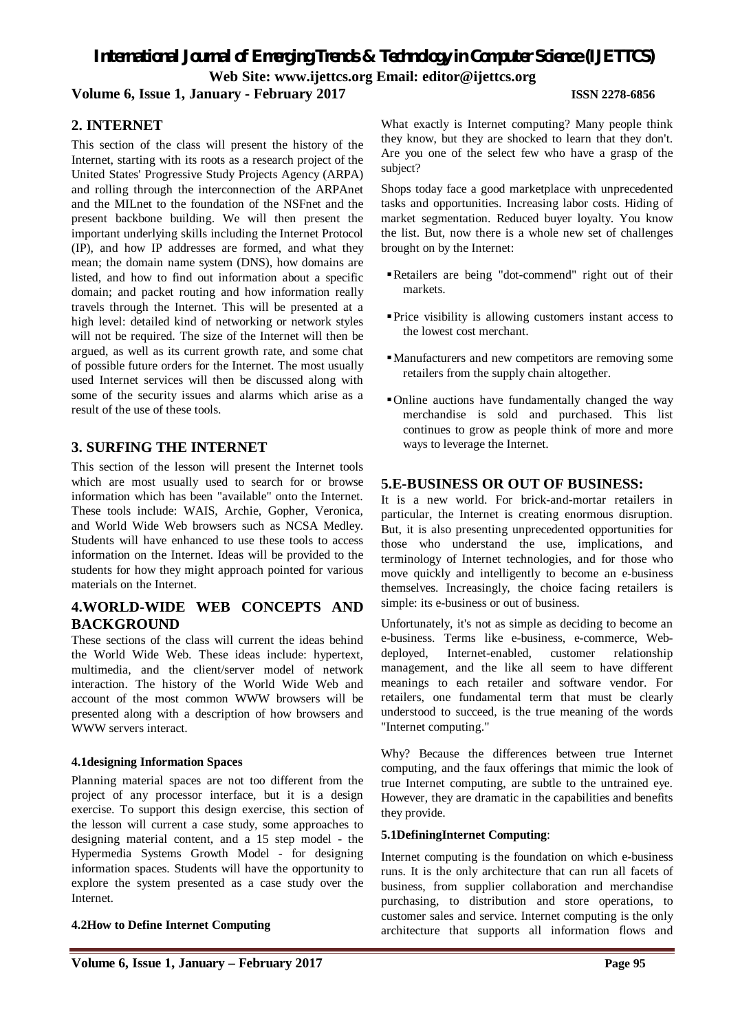## 2. INTERNET

This section of the class will present the history of the Internet, starting with its roots as a research project of the United States' Progressive Study Projects Agency (ARPA) and rolling through the interconnection of the ARPAnet and the MILnet to the foundation of the NSFnet and the present backbone building. We will then present the important underlying skills including the Internet Protocol (IP), and how IP addresses are formed, and what they mean; the domain name system (DNS), how domains are listed, and how to find out information about a specific domain; and packet routing and how information really travels through the Internet. This will be presented at a high level: detailed kind of networking or network styles will not be required. The size of the Internet will then be argued, as well as its current growth rate, and some chat of possible future orders for the Internet. The most usually used Internet services will then be discussed along with some of the security issues and alarms which arise as a result of the use of these tools.

## 3. SURFING THE INTERNET

This section of the lesson will present the Internet tools which are most usually used to search for or browse information which has been "available" onto the Internet. These tools include: WAIS, Archie, Gopher, Veronica, and World Wide Web browsers such as NCSA Medley. Students will have enhanced to use these tools to access information on the Internet. Ideas will be provided to the students for how they might approach pointed for various materials on the Internet.

## 4.WORLD-WIDE WEB CONCEPTS AND BACKGROUND

These sections of the class will current the ideas behind the World Wide Web. These ideas include: hypertext, multimedia, and the client/server model of network interaction. The history of the World Wide Web and account of the most common WWW browsers will be presented along with a description of how browsers and WWW servers interact.

### 4.1designing Information Spaces

Planning material spaces are not too different from the project of any processor interface, but it is a design exercise. To support this design exercise, this section of the lesson will current a case study, some approaches to designing material content, and a 15 step model - the Hypermedia Systems Growth Model - for designing information spaces. Students will have the opportunity to explore the system presented as a case study over the Internet.

### 4.2How to Define Internet Computing

What exactly is Internet computing? Many people think they know, but they are shocked to learn that they don't. Are you one of the select few who have a grasp of the subject?

Shops today face a good marketplace with unprecedented tasks and opportunities. Increasing labor costs. Hiding of market segmentation. Reduced buyer loyalty. You know the list. But, now there is a whole new set of challenges brought on by the Internet:

- Retailers are being "dot-commend" right out of their markets.
- Price visibility is allowing customers instant access to the lowest cost merchant.
- Manufacturers and new competitors are removing some retailers from the supply chain altogether.
- Online auctions have fundamentally changed the way merchandise is sold and purchased. This list continues to grow as people think of more and more ways to leverage the Internet.

## 5.E-BUSINESS OR OUT OF BUSINESS:

It is a new world. For brick-and-mortar retailers in particular, the Internet is creating enormous disruption. But, it is also presenting unprecedented opportunities for those who understand the use, implications, and terminology of Internet technologies, and for those who move quickly and intelligently to become an e-business themselves. Increasingly, the choice facing retailers is simple: its e-business or out of business.

Unfortunately, it's not as simple as deciding to become an e-business. Terms like e-business, e-commerce, Web-deployed, Internet-enabled, customer relationship management, and the like all seem to have different meanings to each retailer and software vendor. For retailers, one fundamental term that must be clearly understood to succeed, is the true meaning of the words "Internet computing."

Why? Because the differences between true Internet computing, and the faux offerings that mimic the look of true Internet computing, are subtle to the untrained eye. However, they are dramatic in the capabilities and benefits they provide.

### 5.1DefiningInternet Computing:

Internet computing is the foundation on which e-business runs. It is the only architecture that can run all facets of business, from supplier collaboration and merchandise purchasing, to distribution and store operations, to customer sales and service. Internet computing is the only architecture that supports all information flows and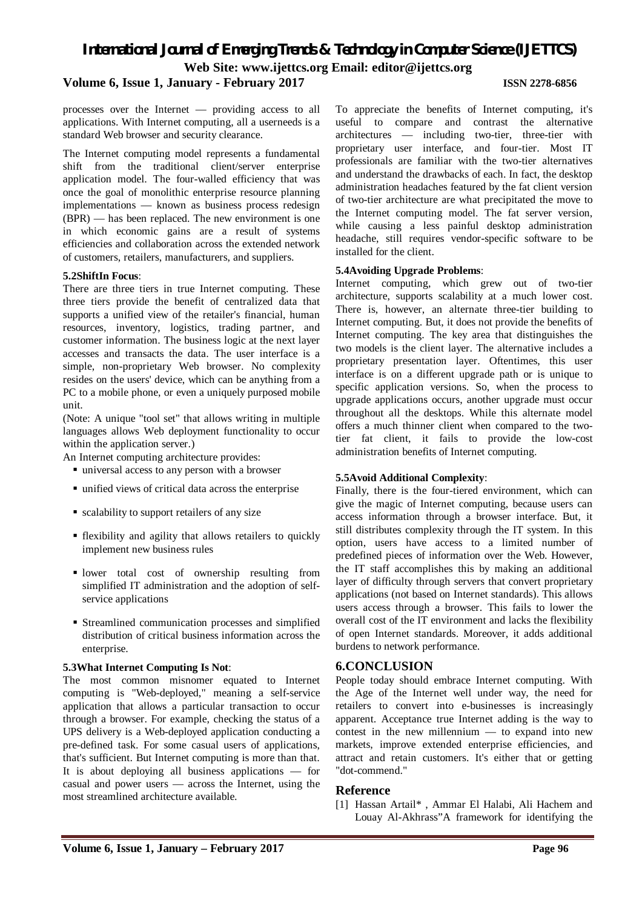processes over the Internet — providing access to all applications. With Internet computing, all a userneeds is a standard Web browser and security clearance.

The Internet computing model represents a fundamental shift from the traditional client/server enterprise application model. The four-walled efficiency that was once the goal of monolithic enterprise resource planning implementations — known as business process redesign (BPR) — has been replaced. The new environment is one in which economic gains are a result of systems efficiencies and collaboration across the extended network of customers, retailers, manufacturers, and suppliers.

**5.2ShiftIn Focus**:

There are three tiers in true Internet computing. These three tiers provide the benefit of centralized data that supports a unified view of the retailer's financial, human resources, inventory, logistics, trading partner, and customer information. The business logic at the next layer accesses and transacts the data. The user interface is a simple, non-proprietary Web browser. No complexity resides on the users' device, which can be anything from a PC to a mobile phone, or even a uniquely purposed mobile unit.

(Note: A unique "tool set" that allows writing in multiple languages allows Web deployment functionality to occur within the application server.)

An Internet computing architecture provides:

- universal access to any person with a browser
- unified views of critical data across the enterprise
- scalability to support retailers of any size
- flexibility and agility that allows retailers to quickly implement new business rules
- lower total cost of ownership resulting from simplified IT administration and the adoption of self-service applications
- Streamlined communication processes and simplified distribution of critical business information across the enterprise.

**5.3What Internet Computing Is Not**:

The most common misnomer equated to Internet computing is "Web-deployed," meaning a self-service application that allows a particular transaction to occur through a browser. For example, checking the status of a UPS delivery is a Web-deployed application conducting a pre-defined task. For some casual users of applications, that's sufficient. But Internet computing is more than that. It is about deploying all business applications — for casual and power users — across the Internet, using the most streamlined architecture available.

To appreciate the benefits of Internet computing, it's useful to compare and contrast the alternative architectures — including two-tier, three-tier with proprietary user interface, and four-tier. Most IT professionals are familiar with the two-tier alternatives and understand the drawbacks of each. In fact, the desktop administration headaches featured by the fat client version of two-tier architecture are what precipitated the move to the Internet computing model. The fat server version, while causing a less painful desktop administration headache, still requires vendor-specific software to be installed for the client.

**5.4Avoiding Upgrade Problems**:

Internet computing, which grew out of two-tier architecture, supports scalability at a much lower cost. There is, however, an alternate three-tier building to Internet computing. But, it does not provide the benefits of Internet computing. The key area that distinguishes the two models is the client layer. The alternative includes a proprietary presentation layer. Oftentimes, this user interface is on a different upgrade path or is unique to specific application versions. So, when the process to upgrade applications occurs, another upgrade must occur throughout all the desktops. While this alternate model offers a much thinner client when compared to the two-tier fat client, it fails to provide the low-cost administration benefits of Internet computing.

**5.5Avoid Additional Complexity**:

Finally, there is the four-tiered environment, which can give the magic of Internet computing, because users can access information through a browser interface. But, it still distributes complexity through the IT system. In this option, users have access to a limited number of predefined pieces of information over the Web. However, the IT staff accomplishes this by making an additional layer of difficulty through servers that convert proprietary applications (not based on Internet standards). This allows users access through a browser. This fails to lower the overall cost of the IT environment and lacks the flexibility of open Internet standards. Moreover, it adds additional burdens to network performance.

## 6.CONCLUSION

People today should embrace Internet computing. With the Age of the Internet well under way, the need for retailers to convert into e-businesses is increasingly apparent. Acceptance true Internet adding is the way to contest in the new millennium — to expand into new markets, improve extended enterprise efficiencies, and attract and retain customers. It's either that or getting "dot-commend."

## Reference

[1] Hassan Artail* , Ammar El Halabi, Ali Hachem and Louay Al-Akhrass"A framework for identifying the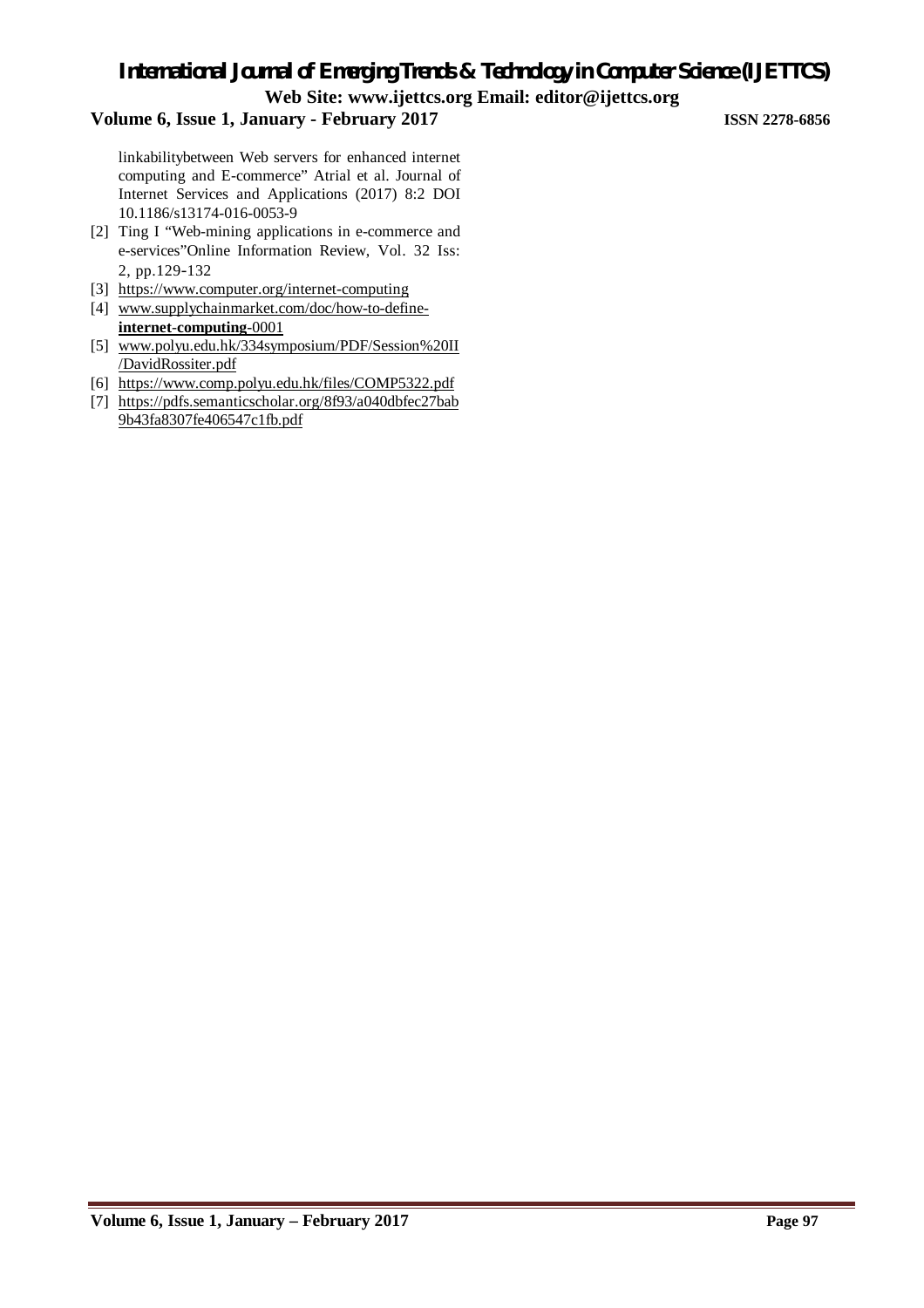linkabilitybetween Web servers for enhanced internet computing and E-commerce" Atrial et al. Journal of Internet Services and Applications (2017) 8:2 DOI 10.1186/s13174-016-0053-9

[2] Ting I "Web-mining applications in e-commerce and e-services"Online Information Review, Vol. 32 Iss: 2, pp.129-132

[3] https://www.computer.org/internet-computing

[4] www.supplychainmarket.com/doc/how-to-define-**internet-computing**-0001

[5] www.polyu.edu.hk/334symposium/PDF/Session%20II/DavidRossiter.pdf

[6] https://www.comp.polyu.edu.hk/files/COMP5322.pdf

[7] https://pdfs.semanticscholar.org/8f93/a040dbfec27bab9b43fa8307fe406547c1fb.pdf